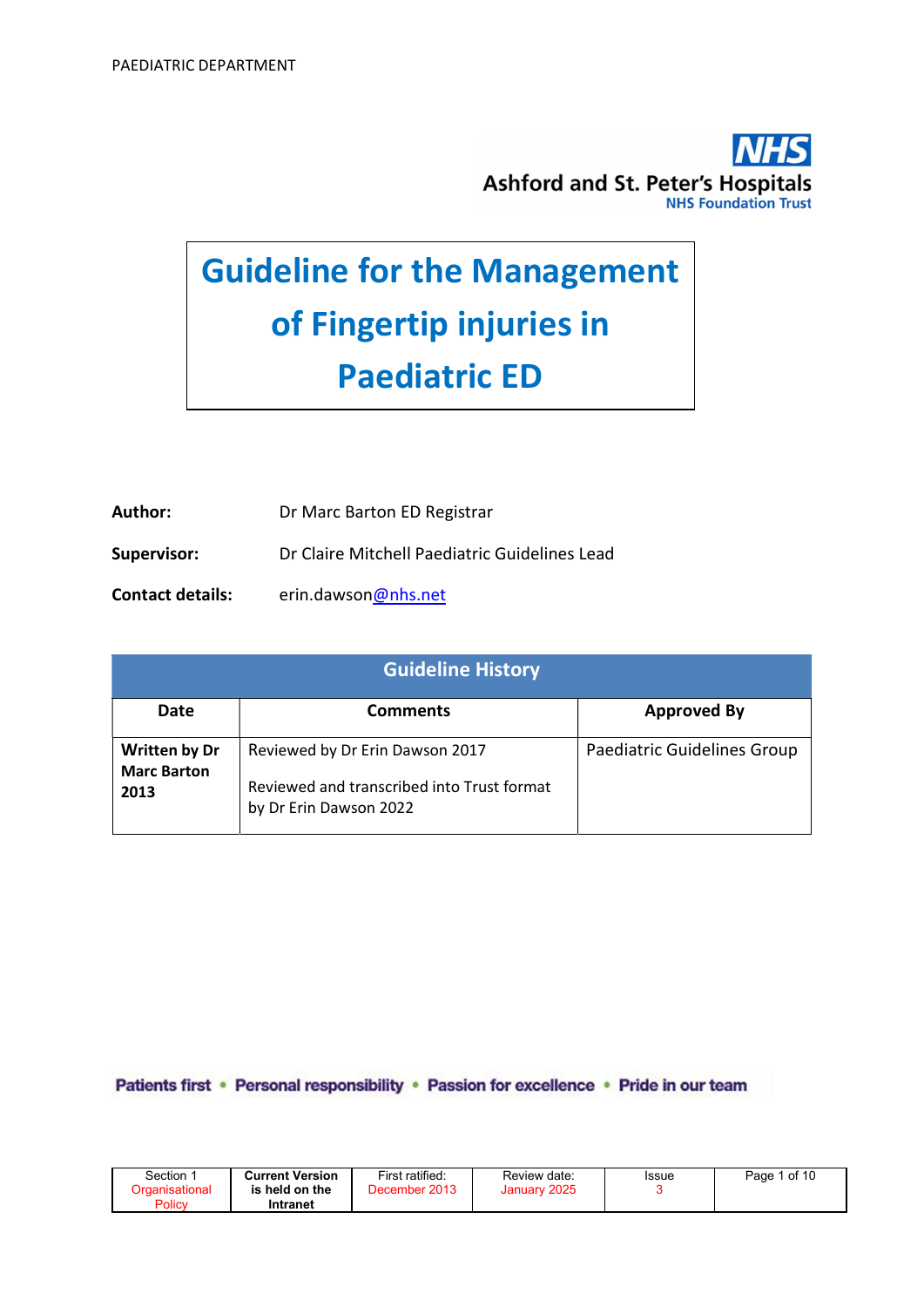PAEDIATRIC DEPARTMENT

**NHS**
**Ashford and St. Peter's Hospitals**
NHS Foundation Trust

# Guideline for the Management of Fingertip injuries in Paediatric ED

**Author:** Dr Marc Barton ED Registrar

**Supervisor:** Dr Claire Mitchell Paediatric Guidelines Lead

**Contact details:** erin.dawson@nhs.net

| Guideline History | | |
|---|---|---|
| **Date** | **Comments** | **Approved By** |
| **Written by Dr Marc Barton 2013** | Reviewed by Dr Erin Dawson 2017<br><br>Reviewed and transcribed into Trust format by Dr Erin Dawson 2022 | Paediatric Guidelines Group |

Patients first • Personal responsibility • Passion for excellence • Pride in our team

| Section 1 Organisational Policy | Current Version is held on the Intranet | First ratified: December 2013 | Review date: January 2025 | Issue 3 |
|---|---|---|---|---|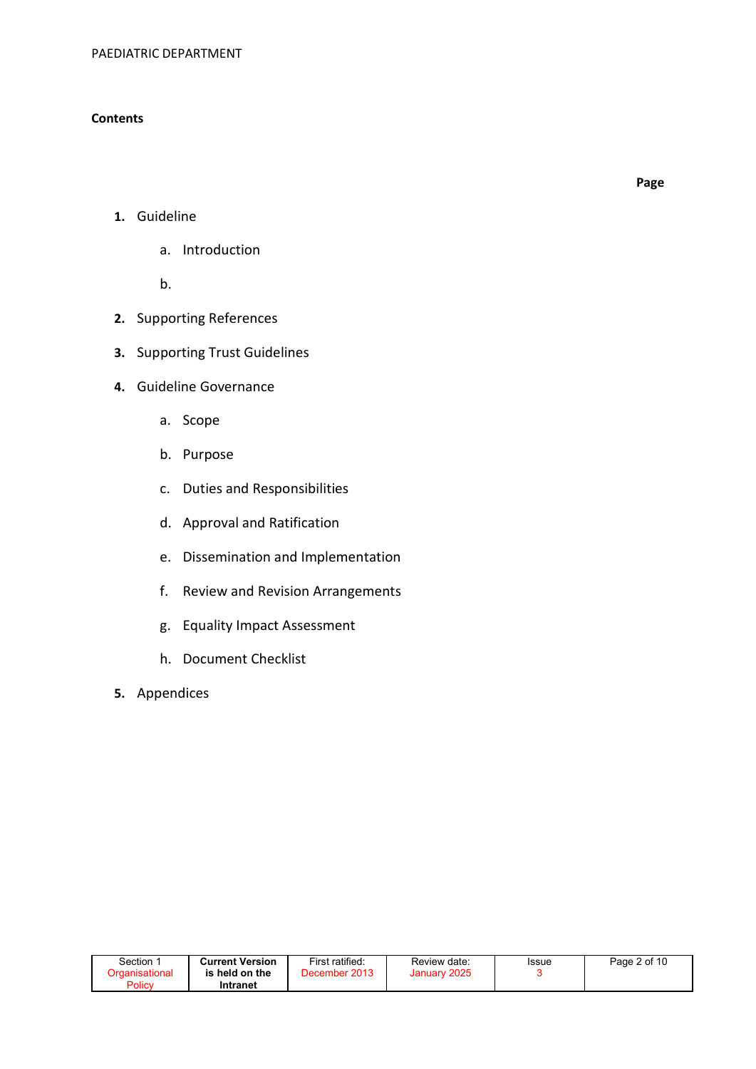**Contents**

**Page**

1. Guideline
    a. Introduction
    b.
2. Supporting References
3. Supporting Trust Guidelines
4. Guideline Governance
    a. Scope
    b. Purpose
    c. Duties and Responsibilities
    d. Approval and Ratification
    e. Dissemination and Implementation
    f. Review and Revision Arrangements
    g. Equality Impact Assessment
    h. Document Checklist
5. Appendices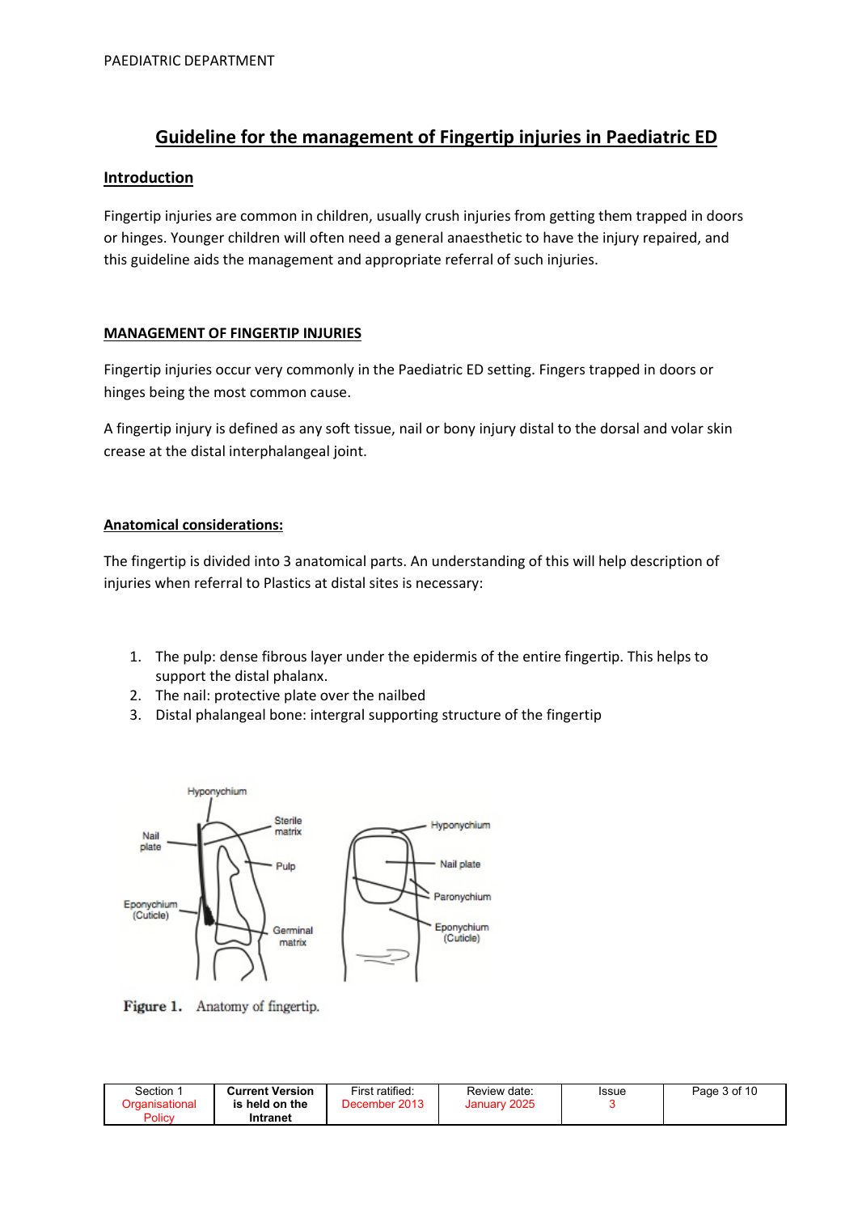PAEDIATRIC DEPARTMENT

# Guideline for the management of Fingertip injuries in Paediatric ED

## Introduction

Fingertip injuries are common in children, usually crush injuries from getting them trapped in doors or hinges. Younger children will often need a general anaesthetic to have the injury repaired, and this guideline aids the management and appropriate referral of such injuries.

## MANAGEMENT OF FINGERTIP INJURIES

Fingertip injuries occur very commonly in the Paediatric ED setting. Fingers trapped in doors or hinges being the most common cause.

A fingertip injury is defined as any soft tissue, nail or bony injury distal to the dorsal and volar skin crease at the distal interphalangeal joint.

### Anatomical considerations:

The fingertip is divided into 3 anatomical parts. An understanding of this will help description of injuries when referral to Plastics at distal sites is necessary:

1. The pulp: dense fibrous layer under the epidermis of the entire fingertip. This helps to support the distal phalanx.
2. The nail: protective plate over the nailbed
3. Distal phalangeal bone: intergral supporting structure of the fingertip

Hyponychium, Nail plate, Sterile matrix, Pulp, Eponychium (Cuticle), Germinal matrix, Hyponychium, Nail plate, Paronychium, Eponychium (Cuticle)

**Figure 1.** Anatomy of fingertip.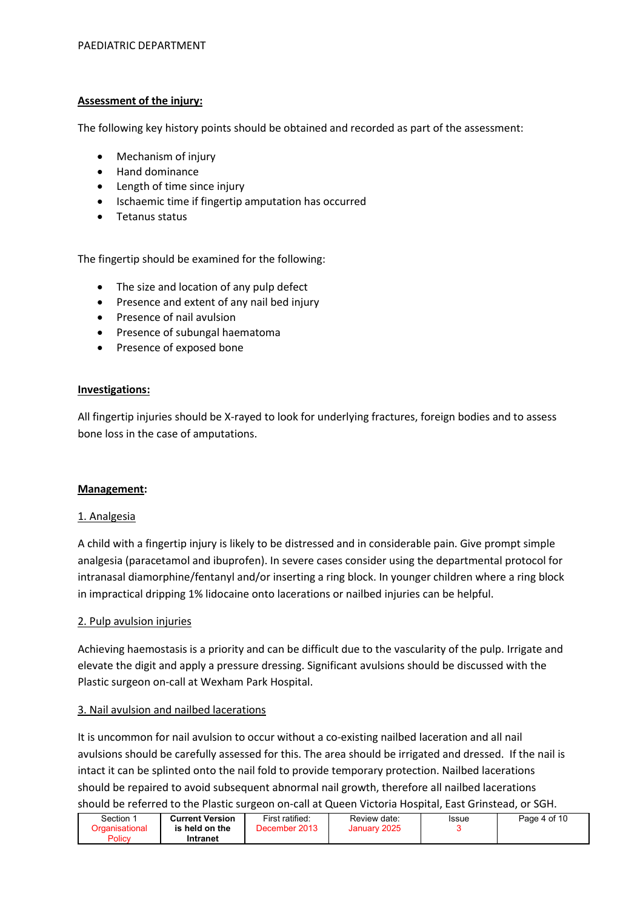**Assessment of the injury:**

The following key history points should be obtained and recorded as part of the assessment:

- Mechanism of injury
- Hand dominance
- Length of time since injury
- Ischaemic time if fingertip amputation has occurred
- Tetanus status

The fingertip should be examined for the following:

- The size and location of any pulp defect
- Presence and extent of any nail bed injury
- Presence of nail avulsion
- Presence of subungal haematoma
- Presence of exposed bone

**Investigations:**

All fingertip injuries should be X-rayed to look for underlying fractures, foreign bodies and to assess bone loss in the case of amputations.

**Management:**

1. Analgesia

A child with a fingertip injury is likely to be distressed and in considerable pain. Give prompt simple analgesia (paracetamol and ibuprofen). In severe cases consider using the departmental protocol for intranasal diamorphine/fentanyl and/or inserting a ring block. In younger children where a ring block in impractical dripping 1% lidocaine onto lacerations or nailbed injuries can be helpful.

2. Pulp avulsion injuries

Achieving haemostasis is a priority and can be difficult due to the vascularity of the pulp. Irrigate and elevate the digit and apply a pressure dressing. Significant avulsions should be discussed with the Plastic surgeon on-call at Wexham Park Hospital.

3. Nail avulsion and nailbed lacerations

It is uncommon for nail avulsion to occur without a co-existing nailbed laceration and all nail avulsions should be carefully assessed for this. The area should be irrigated and dressed. If the nail is intact it can be splinted onto the nail fold to provide temporary protection. Nailbed lacerations should be repaired to avoid subsequent abnormal nail growth, therefore all nailbed lacerations should be referred to the Plastic surgeon on-call at Queen Victoria Hospital, East Grinstead, or SGH.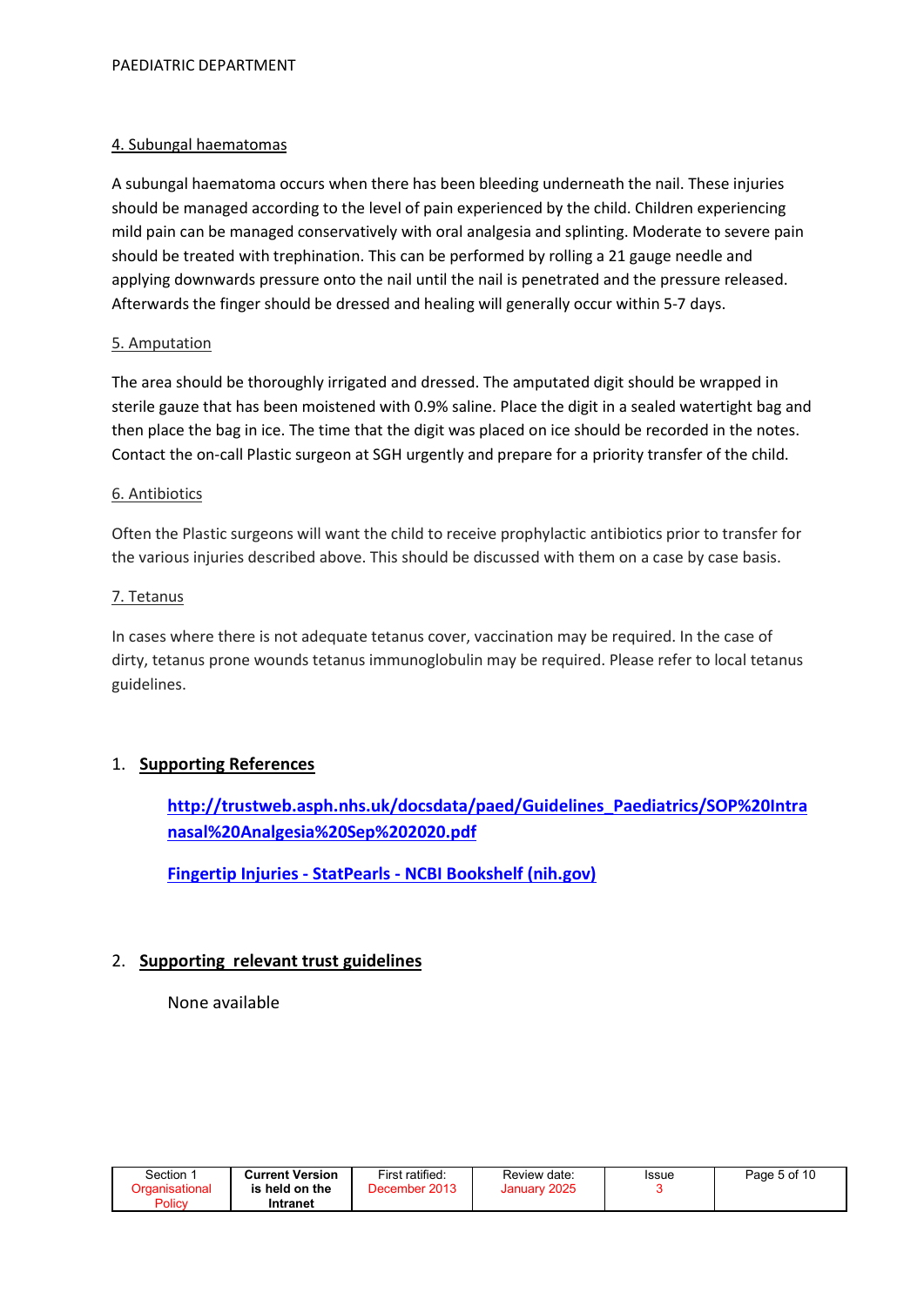### 4. Subungal haematomas

A subungal haematoma occurs when there has been bleeding underneath the nail. These injuries should be managed according to the level of pain experienced by the child. Children experiencing mild pain can be managed conservatively with oral analgesia and splinting. Moderate to severe pain should be treated with trephination. This can be performed by rolling a 21 gauge needle and applying downwards pressure onto the nail until the nail is penetrated and the pressure released. Afterwards the finger should be dressed and healing will generally occur within 5-7 days.

### 5. Amputation

The area should be thoroughly irrigated and dressed. The amputated digit should be wrapped in sterile gauze that has been moistened with 0.9% saline. Place the digit in a sealed watertight bag and then place the bag in ice. The time that the digit was placed on ice should be recorded in the notes. Contact the on-call Plastic surgeon at SGH urgently and prepare for a priority transfer of the child.

### 6. Antibiotics

Often the Plastic surgeons will want the child to receive prophylactic antibiotics prior to transfer for the various injuries described above. This should be discussed with them on a case by case basis.

### 7. Tetanus

In cases where there is not adequate tetanus cover, vaccination may be required. In the case of dirty, tetanus prone wounds tetanus immunoglobulin may be required. Please refer to local tetanus guidelines.

## 1. Supporting References

**http://trustweb.asph.nhs.uk/docsdata/paed/Guidelines_Paediatrics/SOP%20Intranasal%20Analgesia%20Sep%202020.pdf**

**Fingertip Injuries - StatPearls - NCBI Bookshelf (nih.gov)**

## 2. Supporting relevant trust guidelines

None available

| Section 1 Organisational Policy | Current Version is held on the Intranet | First ratified: December 2013 | Review date: January 2025 | Issue 3 |
|---|---|---|---|---|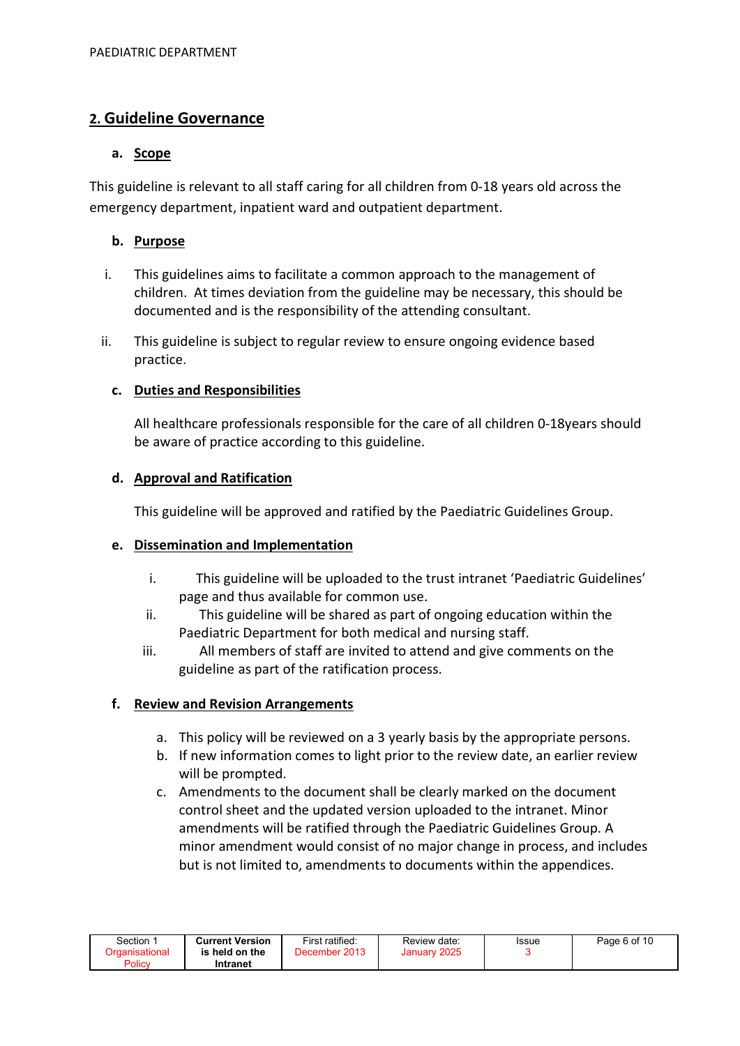## 2. Guideline Governance

### a. Scope

This guideline is relevant to all staff caring for all children from 0-18 years old across the emergency department, inpatient ward and outpatient department.

### b. Purpose

i. This guidelines aims to facilitate a common approach to the management of children. At times deviation from the guideline may be necessary, this should be documented and is the responsibility of the attending consultant.

ii. This guideline is subject to regular review to ensure ongoing evidence based practice.

### c. Duties and Responsibilities

All healthcare professionals responsible for the care of all children 0-18years should be aware of practice according to this guideline.

### d. Approval and Ratification

This guideline will be approved and ratified by the Paediatric Guidelines Group.

### e. Dissemination and Implementation

i. This guideline will be uploaded to the trust intranet 'Paediatric Guidelines' page and thus available for common use.

ii. This guideline will be shared as part of ongoing education within the Paediatric Department for both medical and nursing staff.

iii. All members of staff are invited to attend and give comments on the guideline as part of the ratification process.

### f. Review and Revision Arrangements

a. This policy will be reviewed on a 3 yearly basis by the appropriate persons.

b. If new information comes to light prior to the review date, an earlier review will be prompted.

c. Amendments to the document shall be clearly marked on the document control sheet and the updated version uploaded to the intranet. Minor amendments will be ratified through the Paediatric Guidelines Group. A minor amendment would consist of no major change in process, and includes but is not limited to, amendments to documents within the appendices.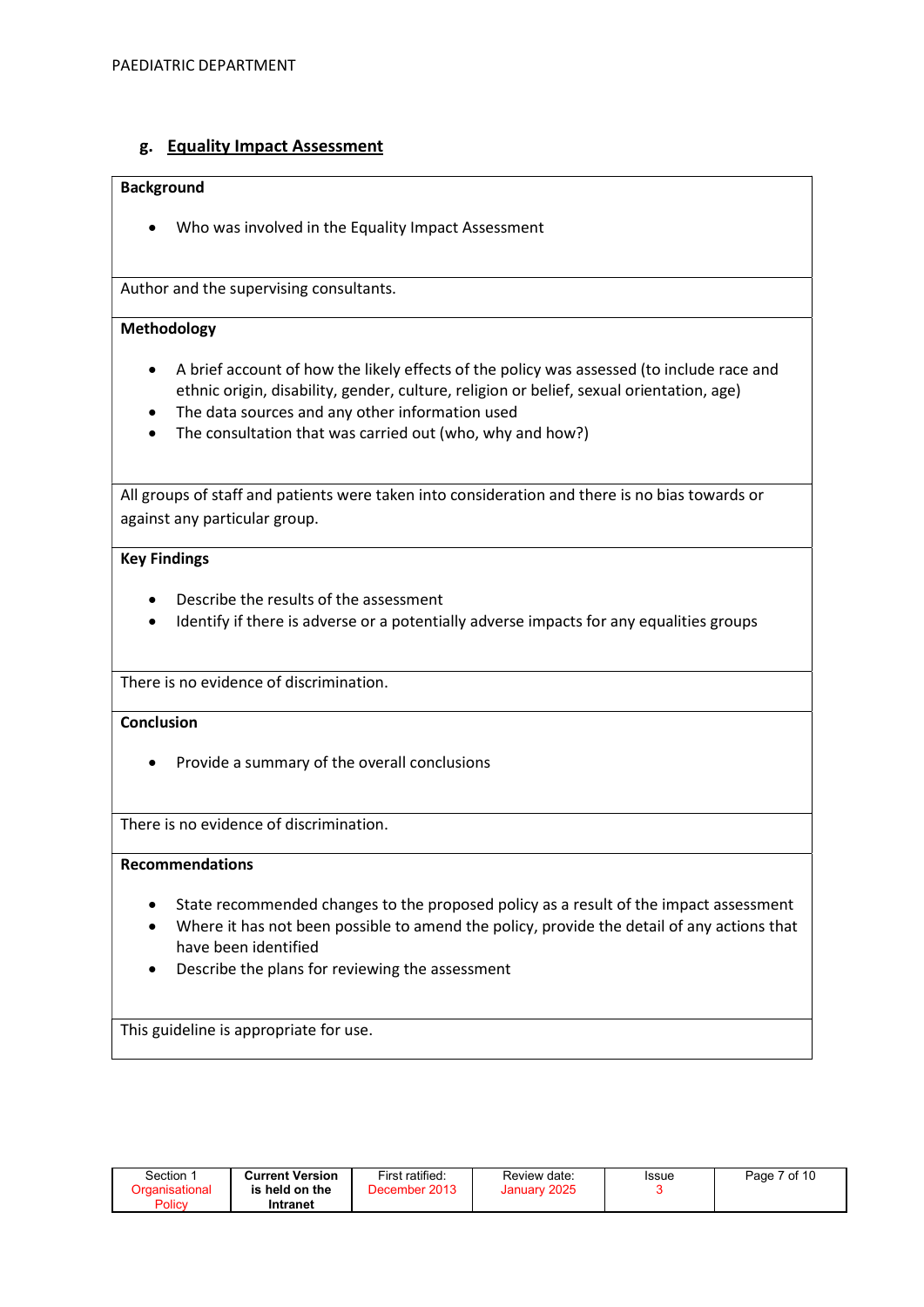## g. Equality Impact Assessment

**Background**

- Who was involved in the Equality Impact Assessment

Author and the supervising consultants.

**Methodology**

- A brief account of how the likely effects of the policy was assessed (to include race and ethnic origin, disability, gender, culture, religion or belief, sexual orientation, age)
- The data sources and any other information used
- The consultation that was carried out (who, why and how?)

All groups of staff and patients were taken into consideration and there is no bias towards or against any particular group.

**Key Findings**

- Describe the results of the assessment
- Identify if there is adverse or a potentially adverse impacts for any equalities groups

There is no evidence of discrimination.

**Conclusion**

- Provide a summary of the overall conclusions

There is no evidence of discrimination.

**Recommendations**

- State recommended changes to the proposed policy as a result of the impact assessment
- Where it has not been possible to amend the policy, provide the detail of any actions that have been identified
- Describe the plans for reviewing the assessment

This guideline is appropriate for use.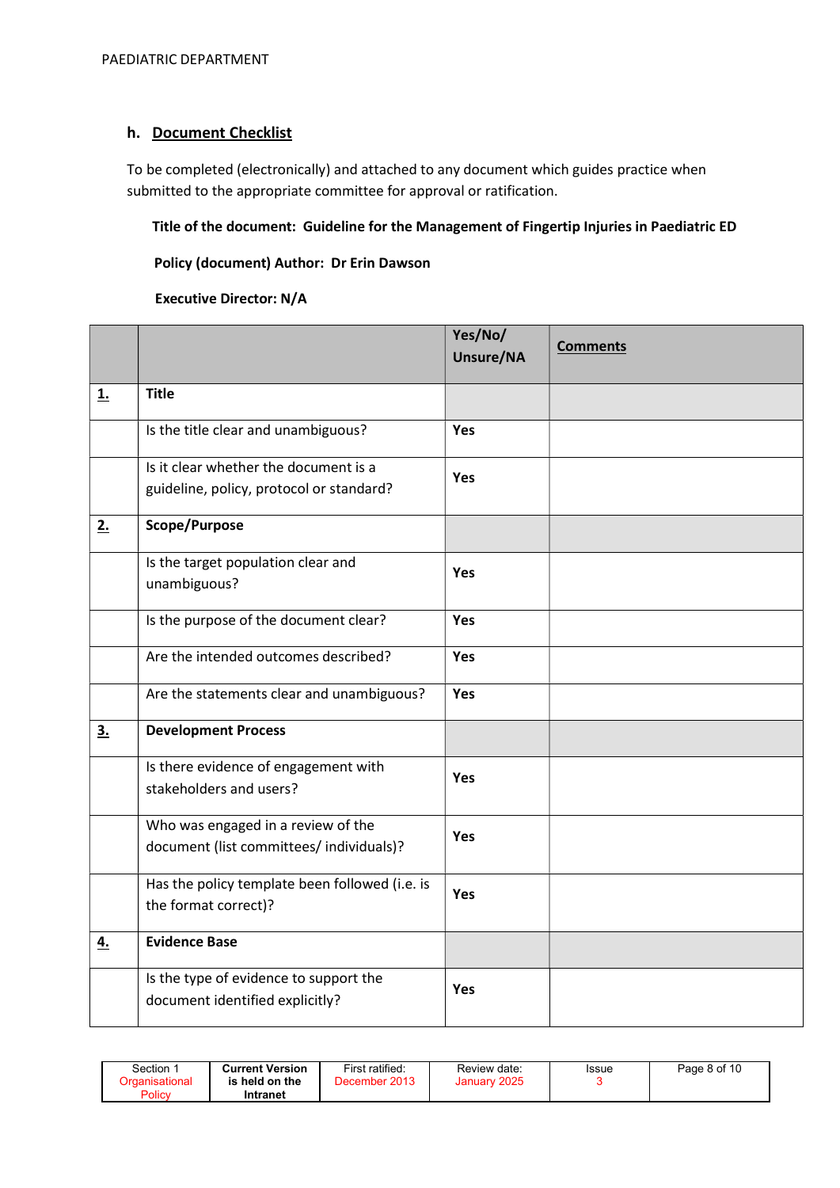## h. Document Checklist

To be completed (electronically) and attached to any document which guides practice when submitted to the appropriate committee for approval or ratification.

**Title of the document: Guideline for the Management of Fingertip Injuries in Paediatric ED**

**Policy (document) Author: Dr Erin Dawson**

**Executive Director: N/A**

| | | Yes/No/ Unsure/NA | Comments |
|---|---|---|---|
| **1.** | **Title** | | |
| | Is the title clear and unambiguous? | **Yes** | |
| | Is it clear whether the document is a guideline, policy, protocol or standard? | **Yes** | |
| **2.** | **Scope/Purpose** | | |
| | Is the target population clear and unambiguous? | **Yes** | |
| | Is the purpose of the document clear? | **Yes** | |
| | Are the intended outcomes described? | **Yes** | |
| | Are the statements clear and unambiguous? | **Yes** | |
| **3.** | **Development Process** | | |
| | Is there evidence of engagement with stakeholders and users? | **Yes** | |
| | Who was engaged in a review of the document (list committees/ individuals)? | **Yes** | |
| | Has the policy template been followed (i.e. is the format correct)? | **Yes** | |
| **4.** | **Evidence Base** | | |
| | Is the type of evidence to support the document identified explicitly? | **Yes** | |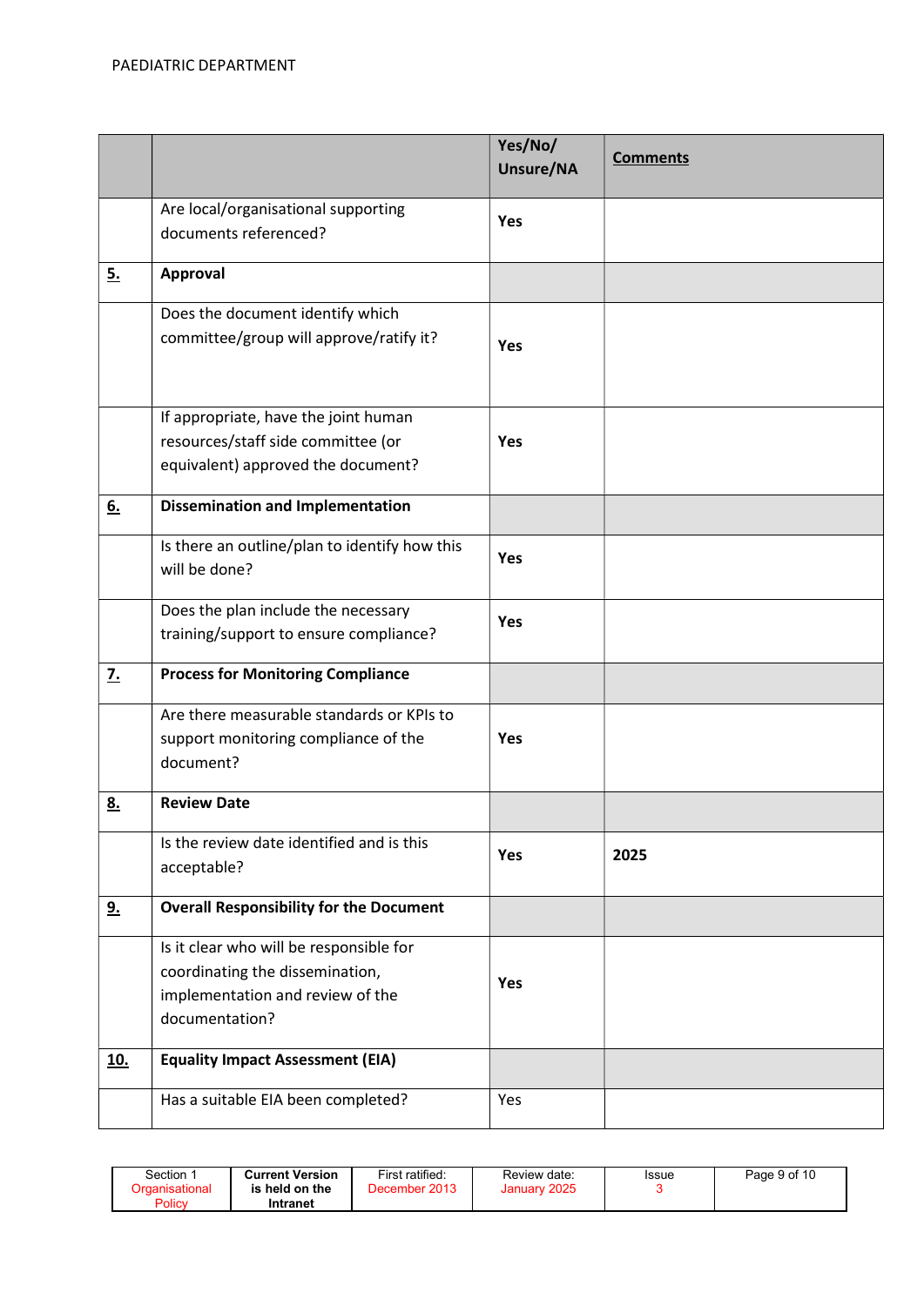| | | Yes/No/ Unsure/NA | Comments |
|---|---|---|---|
| | Are local/organisational supporting documents referenced? | **Yes** | |
| **5.** | **Approval** | | |
| | Does the document identify which committee/group will approve/ratify it? | **Yes** | |
| | If appropriate, have the joint human resources/staff side committee (or equivalent) approved the document? | **Yes** | |
| **6.** | **Dissemination and Implementation** | | |
| | Is there an outline/plan to identify how this will be done? | **Yes** | |
| | Does the plan include the necessary training/support to ensure compliance? | **Yes** | |
| **7.** | **Process for Monitoring Compliance** | | |
| | Are there measurable standards or KPIs to support monitoring compliance of the document? | **Yes** | |
| **8.** | **Review Date** | | |
| | Is the review date identified and is this acceptable? | **Yes** | **2025** |
| **9.** | **Overall Responsibility for the Document** | | |
| | Is it clear who will be responsible for coordinating the dissemination, implementation and review of the documentation? | **Yes** | |
| **10.** | **Equality Impact Assessment (EIA)** | | |
| | Has a suitable EIA been completed? | Yes | |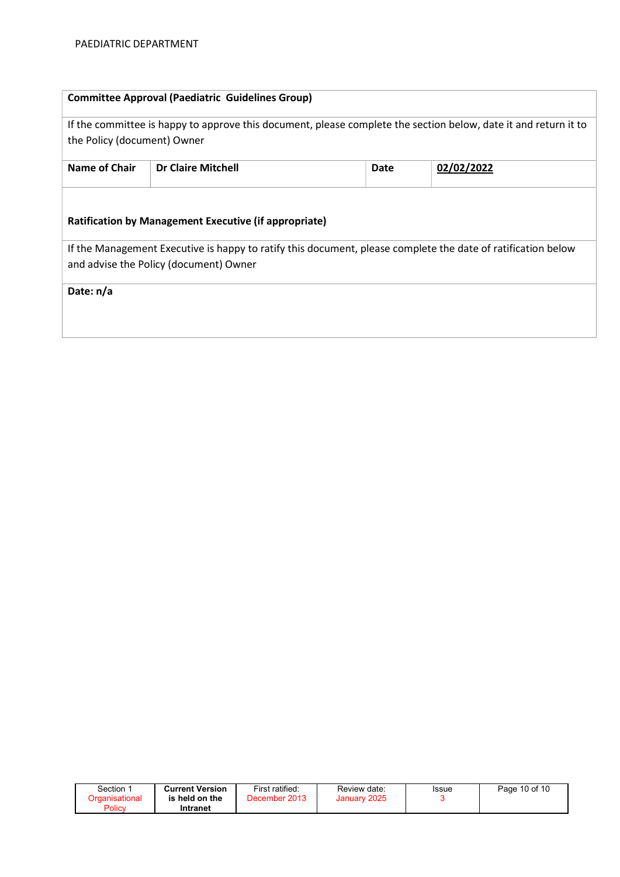| **Committee Approval (Paediatric Guidelines Group)** | | | |
|---|---|---|---|
| If the committee is happy to approve this document, please complete the section below, date it and return it to the Policy (document) Owner | | | |
| **Name of Chair** | **Dr Claire Mitchell** | **Date** | **02/02/2022** |

| **Ratification by Management Executive (if appropriate)** |
|---|
| If the Management Executive is happy to ratify this document, please complete the date of ratification below and advise the Policy (document) Owner |
| **Date: n/a** |